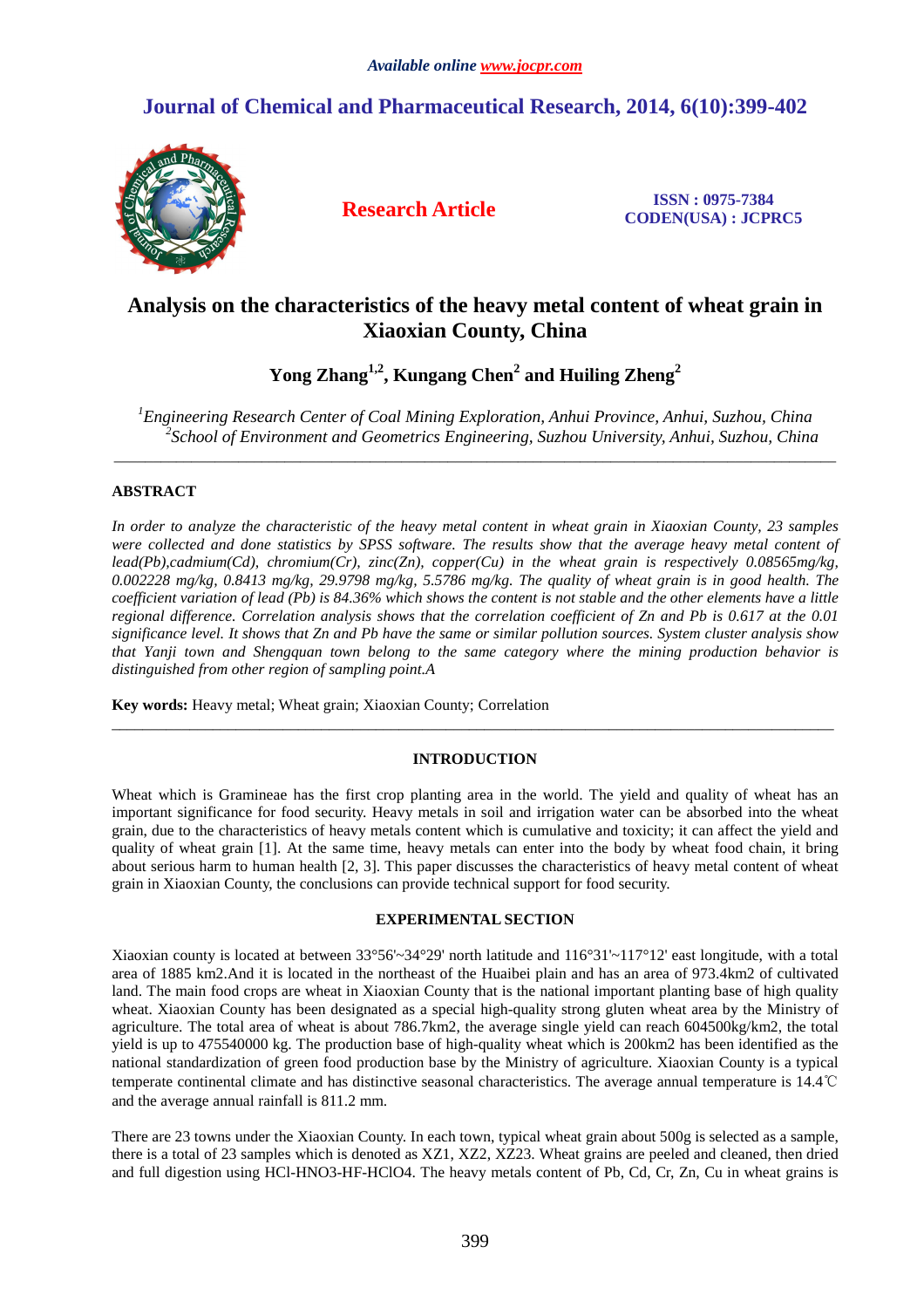*Available online www.jocpr.com*

# Journal of Chemical and Pharmaceutical Research, 2014, 6(10):399-402

**Research Article**

**ISSN : 0975-7384**
**CODEN(USA) : JCPRC5**

# Analysis on the characteristics of the heavy metal content of wheat grain in Xiaoxian County, China

**Yong Zhang[1,2], Kungang Chen[2] and Huiling Zheng[2]**

*[1]Engineering Research Center of Coal Mining Exploration, Anhui Province, Anhui, Suzhou, China*
*[2]School of Environment and Geometrics Engineering, Suzhou University, Anhui, Suzhou, China*

---

## ABSTRACT

*In order to analyze the characteristic of the heavy metal content in wheat grain in Xiaoxian County, 23 samples were collected and done statistics by SPSS software. The results show that the average heavy metal content of lead(Pb),cadmium(Cd), chromium(Cr), zinc(Zn), copper(Cu) in the wheat grain is respectively 0.08565mg/kg, 0.002228 mg/kg, 0.8413 mg/kg, 29.9798 mg/kg, 5.5786 mg/kg. The quality of wheat grain is in good health. The coefficient variation of lead (Pb) is 84.36% which shows the content is not stable and the other elements have a little regional difference. Correlation analysis shows that the correlation coefficient of Zn and Pb is 0.617 at the 0.01 significance level. It shows that Zn and Pb have the same or similar pollution sources. System cluster analysis show that Yanji town and Shengquan town belong to the same category where the mining production behavior is distinguished from other region of sampling point.A*

**Key words:** Heavy metal; Wheat grain; Xiaoxian County; Correlation

---

## INTRODUCTION

Wheat which is Gramineae has the first crop planting area in the world. The yield and quality of wheat has an important significance for food security. Heavy metals in soil and irrigation water can be absorbed into the wheat grain, due to the characteristics of heavy metals content which is cumulative and toxicity; it can affect the yield and quality of wheat grain [1]. At the same time, heavy metals can enter into the body by wheat food chain, it bring about serious harm to human health [2, 3]. This paper discusses the characteristics of heavy metal content of wheat grain in Xiaoxian County, the conclusions can provide technical support for food security.

## EXPERIMENTAL SECTION

Xiaoxian county is located at between 33°56'~34°29' north latitude and 116°31'~117°12' east longitude, with a total area of 1885 km2.And it is located in the northeast of the Huaibei plain and has an area of 973.4km2 of cultivated land. The main food crops are wheat in Xiaoxian County that is the national important planting base of high quality wheat. Xiaoxian County has been designated as a special high-quality strong gluten wheat area by the Ministry of agriculture. The total area of wheat is about 786.7km2, the average single yield can reach 604500kg/km2, the total yield is up to 475540000 kg. The production base of high-quality wheat which is 200km2 has been identified as the national standardization of green food production base by the Ministry of agriculture. Xiaoxian County is a typical temperate continental climate and has distinctive seasonal characteristics. The average annual temperature is 14.4℃ and the average annual rainfall is 811.2 mm.

There are 23 towns under the Xiaoxian County. In each town, typical wheat grain about 500g is selected as a sample, there is a total of 23 samples which is denoted as XZ1, XZ2, XZ23. Wheat grains are peeled and cleaned, then dried and full digestion using HCl-HNO3-HF-HClO4. The heavy metals content of Pb, Cd, Cr, Zn, Cu in wheat grains is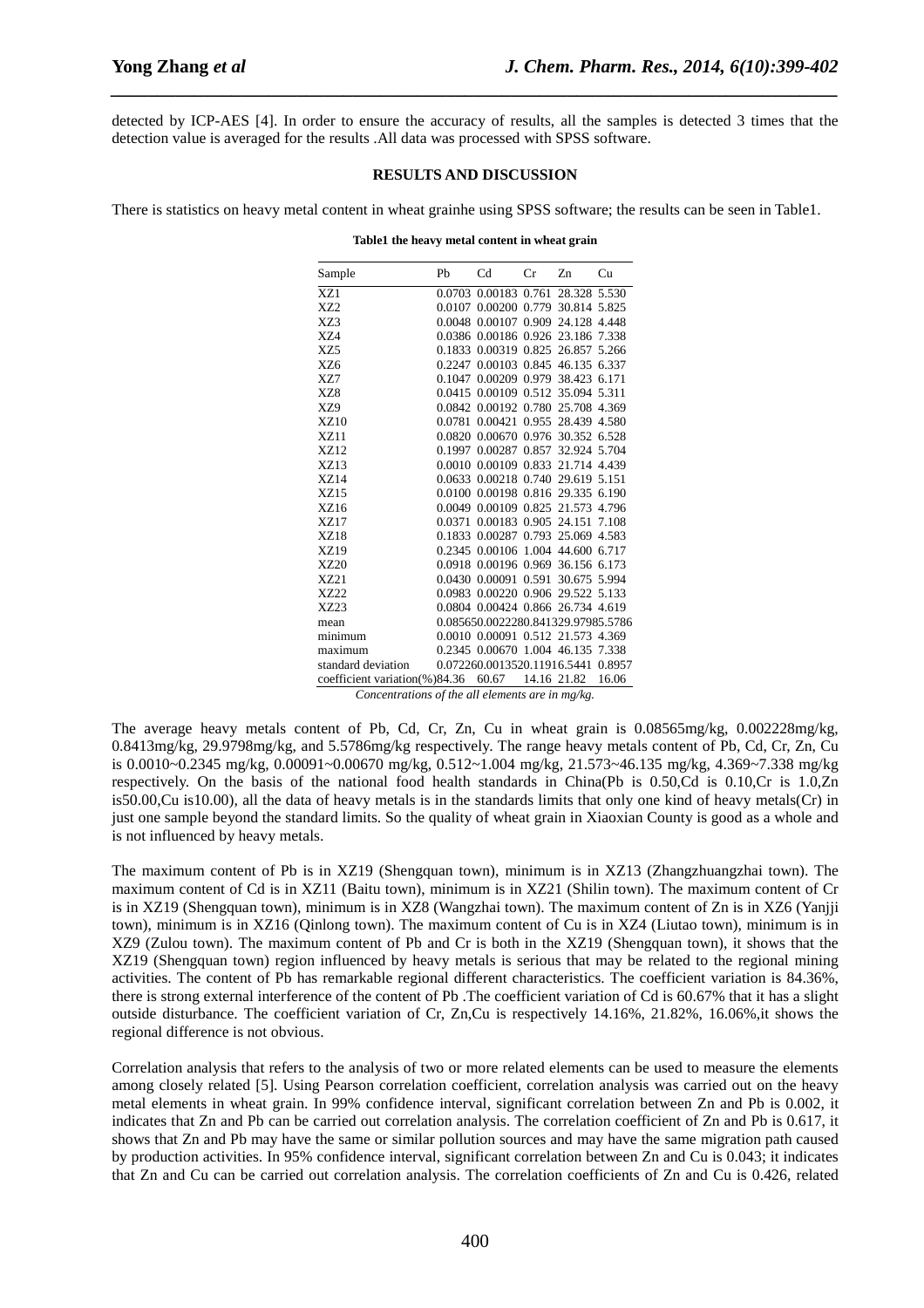detected by ICP-AES [4]. In order to ensure the accuracy of results, all the samples is detected 3 times that the detection value is averaged for the results .All data was processed with SPSS software.

## RESULTS AND DISCUSSION

There is statistics on heavy metal content in wheat grainhe using SPSS software; the results can be seen in Table1.

**Table1 the heavy metal content in wheat grain**

| Sample | Pb | Cd | Cr | Zn | Cu |
|---|---|---|---|---|---|
| XZ1 | 0.0703 | 0.00183 | 0.761 | 28.328 | 5.530 |
| XZ2 | 0.0107 | 0.00200 | 0.779 | 30.814 | 5.825 |
| XZ3 | 0.0048 | 0.00107 | 0.909 | 24.128 | 4.448 |
| XZ4 | 0.0386 | 0.00186 | 0.926 | 23.186 | 7.338 |
| XZ5 | 0.1833 | 0.00319 | 0.825 | 26.857 | 5.266 |
| XZ6 | 0.2247 | 0.00103 | 0.845 | 46.135 | 6.337 |
| XZ7 | 0.1047 | 0.00209 | 0.979 | 38.423 | 6.171 |
| XZ8 | 0.0415 | 0.00109 | 0.512 | 35.094 | 5.311 |
| XZ9 | 0.0842 | 0.00192 | 0.780 | 25.708 | 4.369 |
| XZ10 | 0.0781 | 0.00421 | 0.955 | 28.439 | 4.580 |
| XZ11 | 0.0820 | 0.00670 | 0.976 | 30.352 | 6.528 |
| XZ12 | 0.1997 | 0.00287 | 0.857 | 32.924 | 5.704 |
| XZ13 | 0.0010 | 0.00109 | 0.833 | 21.714 | 4.439 |
| XZ14 | 0.0633 | 0.00218 | 0.740 | 29.619 | 5.151 |
| XZ15 | 0.0100 | 0.00198 | 0.816 | 29.335 | 6.190 |
| XZ16 | 0.0049 | 0.00109 | 0.825 | 21.573 | 4.796 |
| XZ17 | 0.0371 | 0.00183 | 0.905 | 24.151 | 7.108 |
| XZ18 | 0.1833 | 0.00287 | 0.793 | 25.069 | 4.583 |
| XZ19 | 0.2345 | 0.00106 | 1.004 | 44.600 | 6.717 |
| XZ20 | 0.0918 | 0.00196 | 0.969 | 36.156 | 6.173 |
| XZ21 | 0.0430 | 0.00091 | 0.591 | 30.675 | 5.994 |
| XZ22 | 0.0983 | 0.00220 | 0.906 | 29.522 | 5.133 |
| XZ23 | 0.0804 | 0.00424 | 0.866 | 26.734 | 4.619 |
| mean | 0.08565 | 0.002228 | 0.8413 | 29.9798 | 5.5786 |
| minimum | 0.0010 | 0.00091 | 0.512 | 21.573 | 4.369 |
| maximum | 0.2345 | 0.00670 | 1.004 | 46.135 | 7.338 |
| standard deviation | 0.07226 | 0.001352 | 0.1191 | 6.5441 | 0.8957 |
| coefficient variation(%) | 84.36 | 60.67 | 14.16 | 21.82 | 16.06 |

*Concentrations of the all elements are in mg/kg.*

The average heavy metals content of Pb, Cd, Cr, Zn, Cu in wheat grain is 0.08565mg/kg, 0.002228mg/kg, 0.8413mg/kg, 29.9798mg/kg, and 5.5786mg/kg respectively. The range heavy metals content of Pb, Cd, Cr, Zn, Cu is 0.0010~0.2345 mg/kg, 0.00091~0.00670 mg/kg, 0.512~1.004 mg/kg, 21.573~46.135 mg/kg, 4.369~7.338 mg/kg respectively. On the basis of the national food health standards in China(Pb is 0.50,Cd is 0.10,Cr is 1.0,Zn is50.00,Cu is10.00), all the data of heavy metals is in the standards limits that only one kind of heavy metals(Cr) in just one sample beyond the standard limits. So the quality of wheat grain in Xiaoxian County is good as a whole and is not influenced by heavy metals.

The maximum content of Pb is in XZ19 (Shengquan town), minimum is in XZ13 (Zhangzhuangzhai town). The maximum content of Cd is in XZ11 (Baitu town), minimum is in XZ21 (Shilin town). The maximum content of Cr is in XZ19 (Shengquan town), minimum is in XZ8 (Wangzhai town). The maximum content of Zn is in XZ6 (Yanjji town), minimum is in XZ16 (Qinlong town). The maximum content of Cu is in XZ4 (Liutao town), minimum is in XZ9 (Zulou town). The maximum content of Pb and Cr is both in the XZ19 (Shengquan town), it shows that the XZ19 (Shengquan town) region influenced by heavy metals is serious that may be related to the regional mining activities. The content of Pb has remarkable regional different characteristics. The coefficient variation is 84.36%, there is strong external interference of the content of Pb .The coefficient variation of Cd is 60.67% that it has a slight outside disturbance. The coefficient variation of Cr, Zn,Cu is respectively 14.16%, 21.82%, 16.06%,it shows the regional difference is not obvious.

Correlation analysis that refers to the analysis of two or more related elements can be used to measure the elements among closely related [5]. Using Pearson correlation coefficient, correlation analysis was carried out on the heavy metal elements in wheat grain. In 99% confidence interval, significant correlation between Zn and Pb is 0.002, it indicates that Zn and Pb can be carried out correlation analysis. The correlation coefficient of Zn and Pb is 0.617, it shows that Zn and Pb may have the same or similar pollution sources and may have the same migration path caused by production activities. In 95% confidence interval, significant correlation between Zn and Cu is 0.043; it indicates that Zn and Cu can be carried out correlation analysis. The correlation coefficients of Zn and Cu is 0.426, related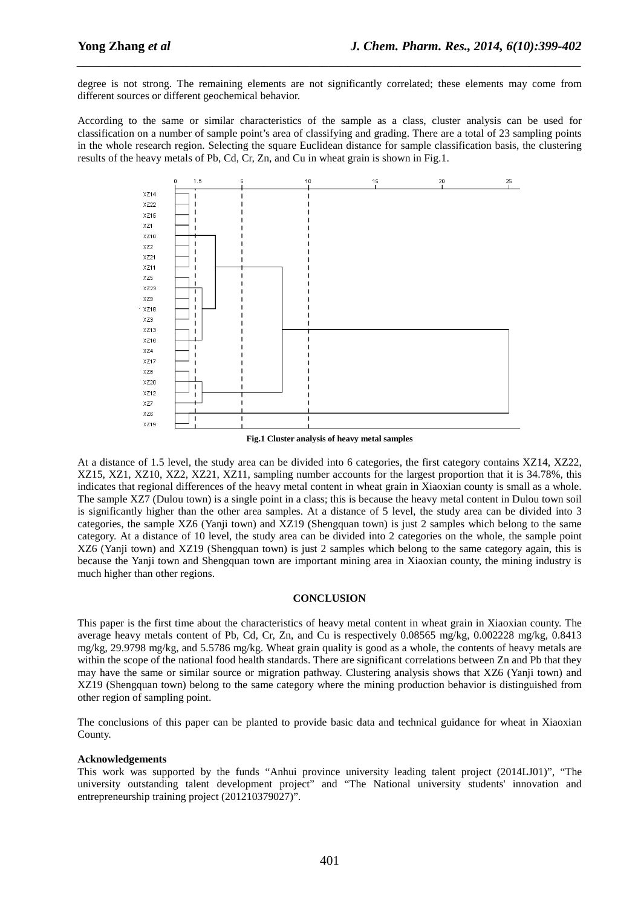degree is not strong. The remaining elements are not significantly correlated; these elements may come from different sources or different geochemical behavior.

According to the same or similar characteristics of the sample as a class, cluster analysis can be used for classification on a number of sample point's area of classifying and grading. There are a total of 23 sampling points in the whole research region. Selecting the square Euclidean distance for sample classification basis, the clustering results of the heavy metals of Pb, Cd, Cr, Zn, and Cu in wheat grain is shown in Fig.1.

**Fig.1 Cluster analysis of heavy metal samples**

At a distance of 1.5 level, the study area can be divided into 6 categories, the first category contains XZ14, XZ22, XZ15, XZ1, XZ10, XZ2, XZ21, XZ11, sampling number accounts for the largest proportion that it is 34.78%, this indicates that regional differences of the heavy metal content in wheat grain in Xiaoxian county is small as a whole. The sample XZ7 (Dulou town) is a single point in a class; this is because the heavy metal content in Dulou town soil is significantly higher than the other area samples. At a distance of 5 level, the study area can be divided into 3 categories, the sample XZ6 (Yanji town) and XZ19 (Shengquan town) is just 2 samples which belong to the same category. At a distance of 10 level, the study area can be divided into 2 categories on the whole, the sample point XZ6 (Yanji town) and XZ19 (Shengquan town) is just 2 samples which belong to the same category again, this is because the Yanji town and Shengquan town are important mining area in Xiaoxian county, the mining industry is much higher than other regions.

## CONCLUSION

This paper is the first time about the characteristics of heavy metal content in wheat grain in Xiaoxian county. The average heavy metals content of Pb, Cd, Cr, Zn, and Cu is respectively 0.08565 mg/kg, 0.002228 mg/kg, 0.8413 mg/kg, 29.9798 mg/kg, and 5.5786 mg/kg. Wheat grain quality is good as a whole, the contents of heavy metals are within the scope of the national food health standards. There are significant correlations between Zn and Pb that they may have the same or similar source or migration pathway. Clustering analysis shows that XZ6 (Yanji town) and XZ19 (Shengquan town) belong to the same category where the mining production behavior is distinguished from other region of sampling point.

The conclusions of this paper can be planted to provide basic data and technical guidance for wheat in Xiaoxian County.

**Acknowledgements**

This work was supported by the funds "Anhui province university leading talent project (2014LJ01)", "The university outstanding talent development project" and "The National university students' innovation and entrepreneurship training project (201210379027)".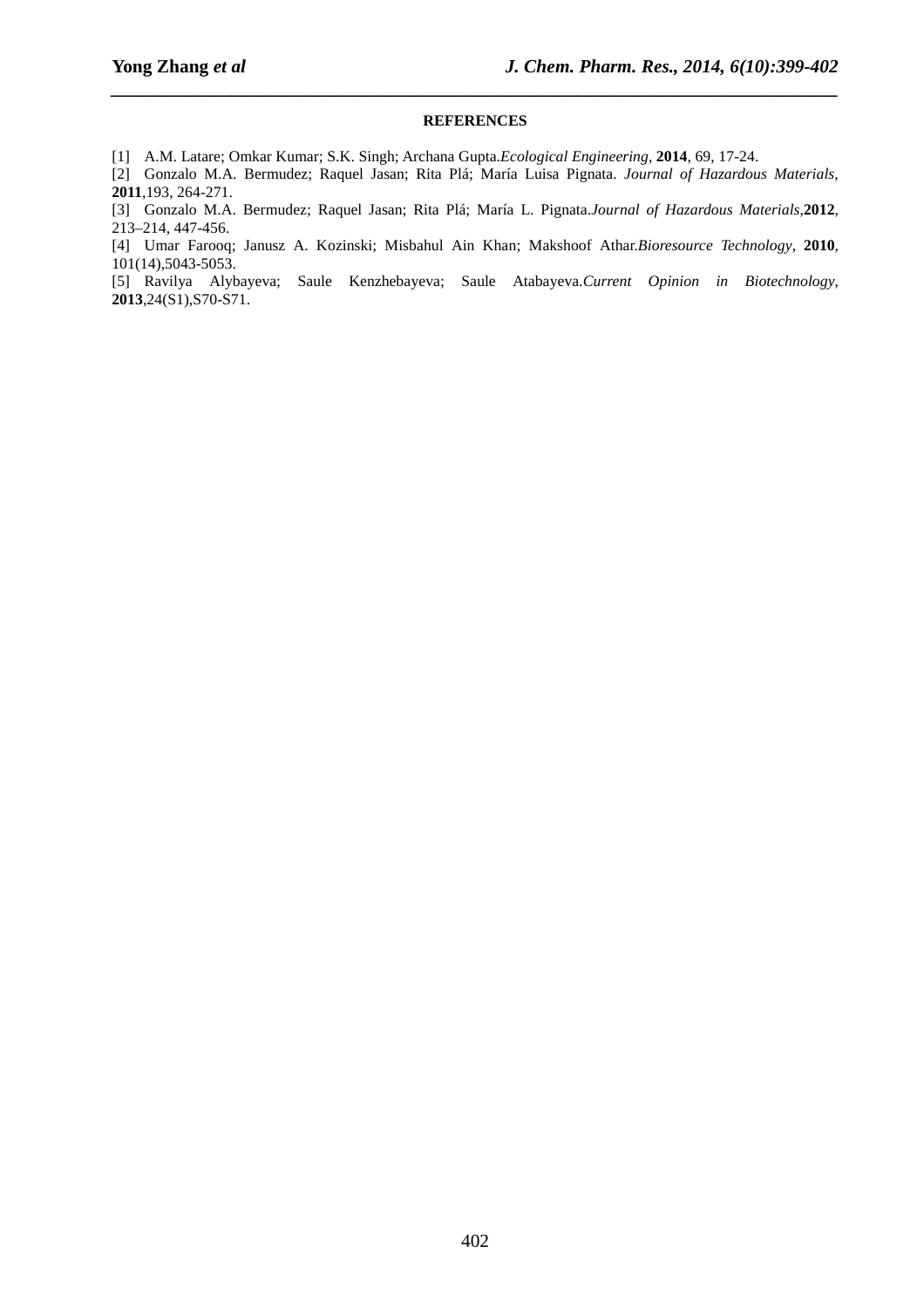**REFERENCES**

[1] A.M. Latare; Omkar Kumar; S.K. Singh; Archana Gupta.*Ecological Engineering*, **2014**, 69, 17-24.

[2] Gonzalo M.A. Bermudez; Raquel Jasan; Rita Plá; María Luisa Pignata. *Journal of Hazardous Materials*, **2011**,193, 264-271.

[3] Gonzalo M.A. Bermudez; Raquel Jasan; Rita Plá; María L. Pignata.*Journal of Hazardous Materials*,**2012**, 213–214, 447-456.

[4] Umar Farooq; Janusz A. Kozinski; Misbahul Ain Khan; Makshoof Athar.*Bioresource Technology*, **2010**, 101(14),5043-5053.

[5] Ravilya Alybayeva; Saule Kenzhebayeva; Saule Atabayeva.*Current Opinion in Biotechnology*, **2013**,24(S1),S70-S71.